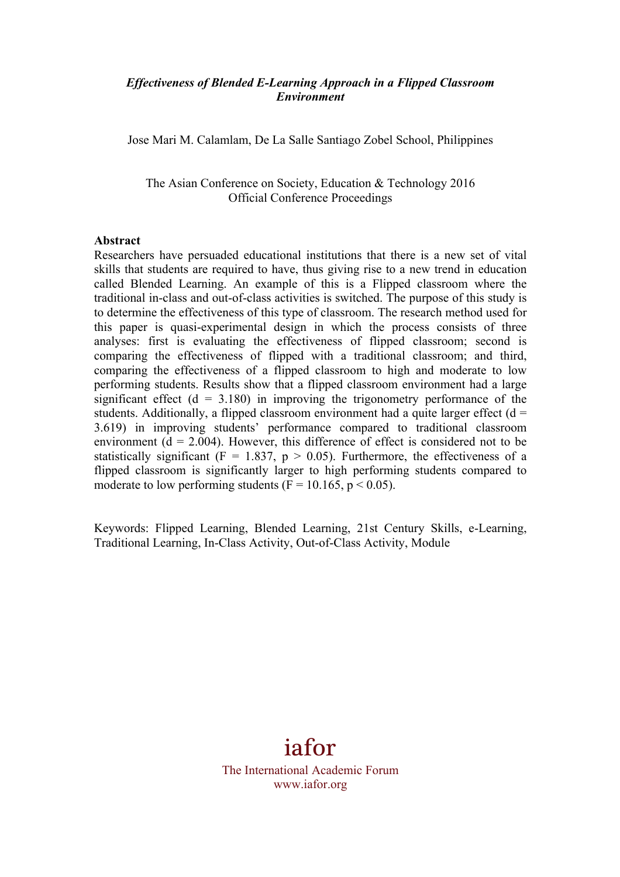***Effectiveness of Blended E-Learning Approach in a Flipped Classroom Environment***

Jose Mari M. Calamlam, De La Salle Santiago Zobel School, Philippines

The Asian Conference on Society, Education & Technology 2016
Official Conference Proceedings

**Abstract**

Researchers have persuaded educational institutions that there is a new set of vital skills that students are required to have, thus giving rise to a new trend in education called Blended Learning. An example of this is a Flipped classroom where the traditional in-class and out-of-class activities is switched. The purpose of this study is to determine the effectiveness of this type of classroom. The research method used for this paper is quasi-experimental design in which the process consists of three analyses: first is evaluating the effectiveness of flipped classroom; second is comparing the effectiveness of flipped with a traditional classroom; and third, comparing the effectiveness of a flipped classroom to high and moderate to low performing students. Results show that a flipped classroom environment had a large significant effect ($d = 3.180$) in improving the trigonometry performance of the students. Additionally, a flipped classroom environment had a quite larger effect ($d = 3.619$) in improving students' performance compared to traditional classroom environment ($d = 2.004$). However, this difference of effect is considered not to be statistically significant ($F = 1.837$, $p > 0.05$). Furthermore, the effectiveness of a flipped classroom is significantly larger to high performing students compared to moderate to low performing students ($F = 10.165$, $p < 0.05$).

Keywords: Flipped Learning, Blended Learning, 21st Century Skills, e-Learning, Traditional Learning, In-Class Activity, Out-of-Class Activity, Module

iafor

The International Academic Forum
www.iafor.org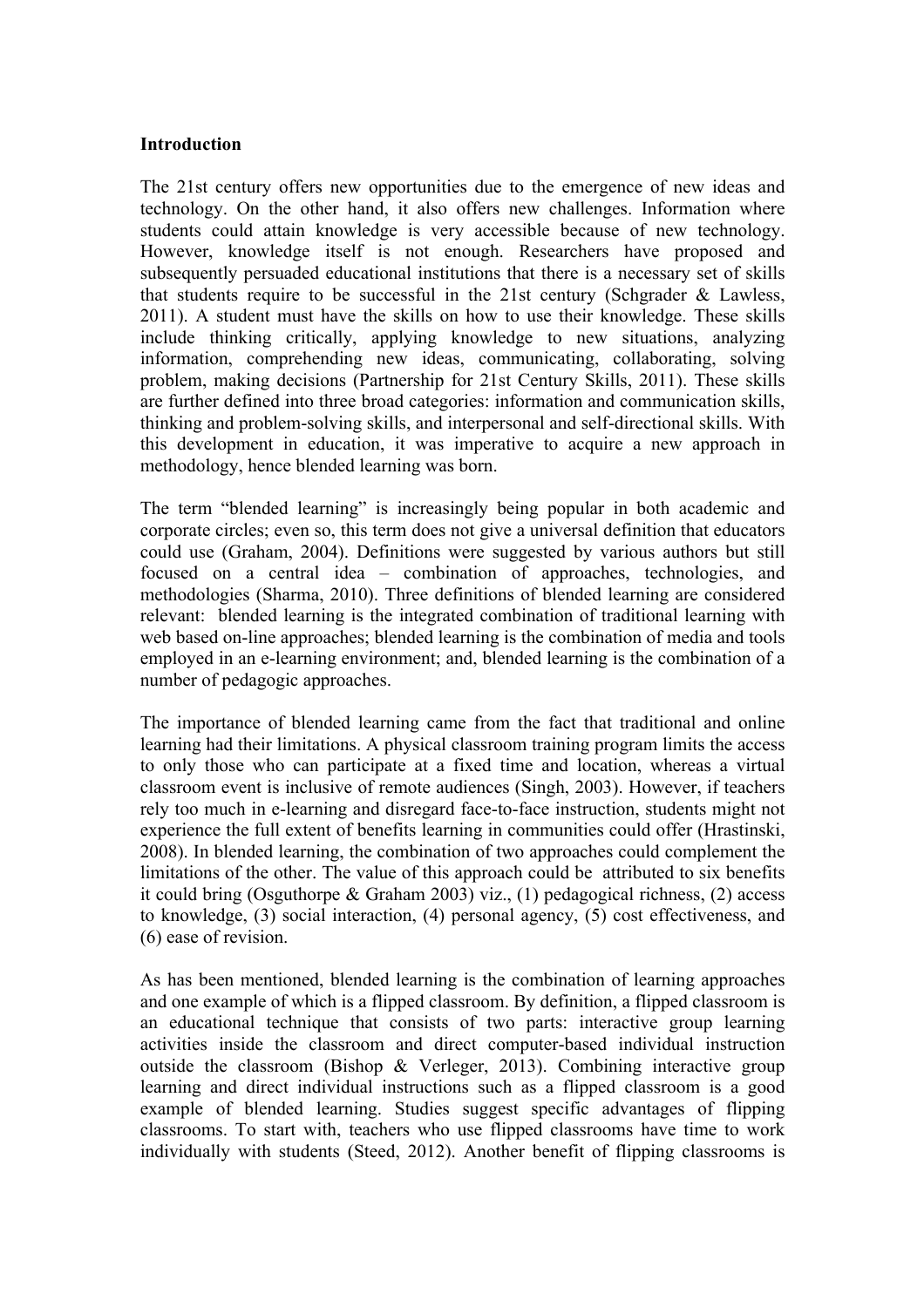**Introduction**

The 21st century offers new opportunities due to the emergence of new ideas and technology. On the other hand, it also offers new challenges. Information where students could attain knowledge is very accessible because of new technology. However, knowledge itself is not enough. Researchers have proposed and subsequently persuaded educational institutions that there is a necessary set of skills that students require to be successful in the 21st century (Schgrader & Lawless, 2011). A student must have the skills on how to use their knowledge. These skills include thinking critically, applying knowledge to new situations, analyzing information, comprehending new ideas, communicating, collaborating, solving problem, making decisions (Partnership for 21st Century Skills, 2011). These skills are further defined into three broad categories: information and communication skills, thinking and problem-solving skills, and interpersonal and self-directional skills. With this development in education, it was imperative to acquire a new approach in methodology, hence blended learning was born.

The term "blended learning" is increasingly being popular in both academic and corporate circles; even so, this term does not give a universal definition that educators could use (Graham, 2004). Definitions were suggested by various authors but still focused on a central idea – combination of approaches, technologies, and methodologies (Sharma, 2010). Three definitions of blended learning are considered relevant: blended learning is the integrated combination of traditional learning with web based on-line approaches; blended learning is the combination of media and tools employed in an e-learning environment; and, blended learning is the combination of a number of pedagogic approaches.

The importance of blended learning came from the fact that traditional and online learning had their limitations. A physical classroom training program limits the access to only those who can participate at a fixed time and location, whereas a virtual classroom event is inclusive of remote audiences (Singh, 2003). However, if teachers rely too much in e-learning and disregard face-to-face instruction, students might not experience the full extent of benefits learning in communities could offer (Hrastinski, 2008). In blended learning, the combination of two approaches could complement the limitations of the other. The value of this approach could be attributed to six benefits it could bring (Osguthorpe & Graham 2003) viz., (1) pedagogical richness, (2) access to knowledge, (3) social interaction, (4) personal agency, (5) cost effectiveness, and (6) ease of revision.

As has been mentioned, blended learning is the combination of learning approaches and one example of which is a flipped classroom. By definition, a flipped classroom is an educational technique that consists of two parts: interactive group learning activities inside the classroom and direct computer-based individual instruction outside the classroom (Bishop & Verleger, 2013). Combining interactive group learning and direct individual instructions such as a flipped classroom is a good example of blended learning. Studies suggest specific advantages of flipping classrooms. To start with, teachers who use flipped classrooms have time to work individually with students (Steed, 2012). Another benefit of flipping classrooms is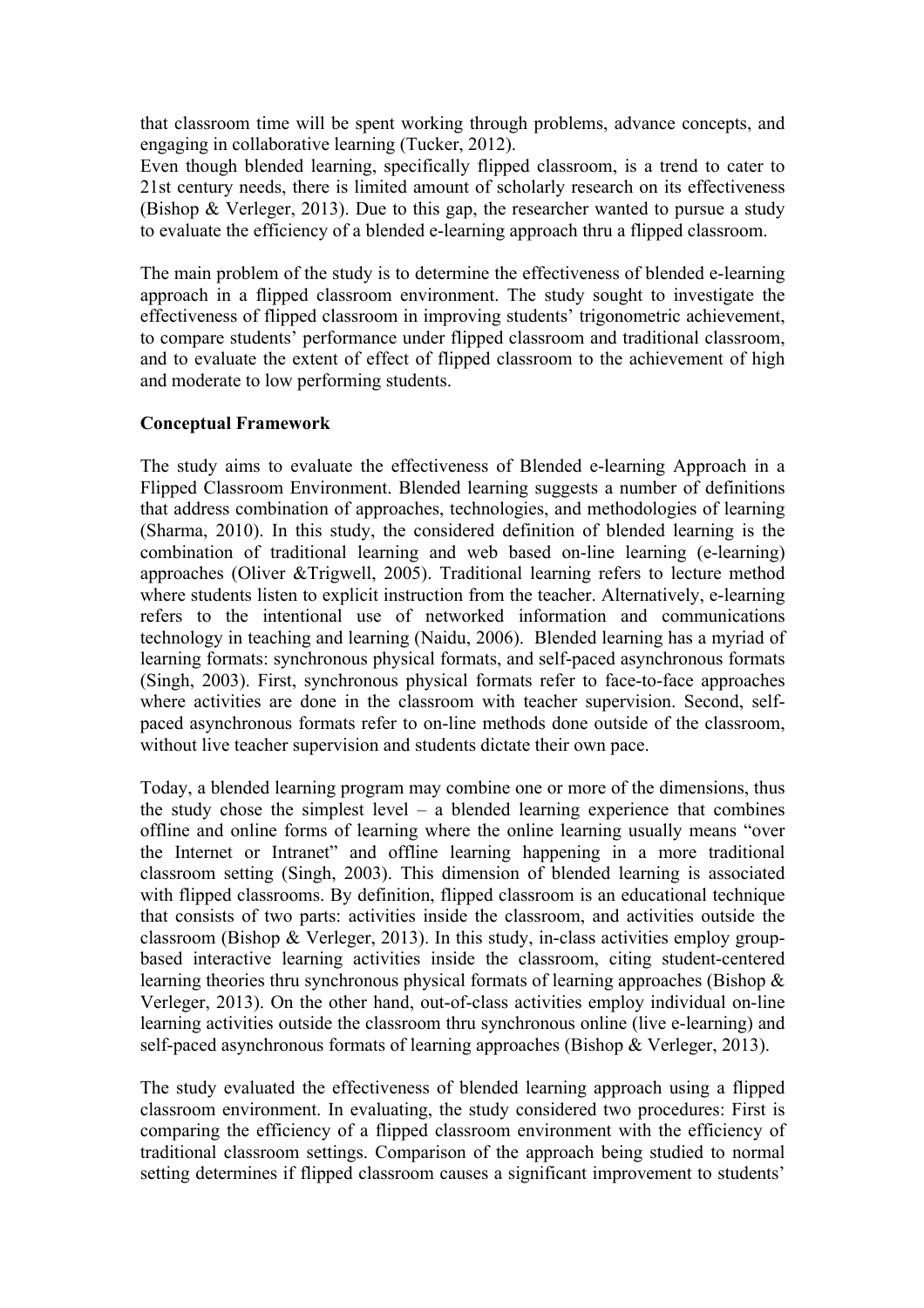that classroom time will be spent working through problems, advance concepts, and engaging in collaborative learning (Tucker, 2012).
Even though blended learning, specifically flipped classroom, is a trend to cater to 21st century needs, there is limited amount of scholarly research on its effectiveness (Bishop & Verleger, 2013). Due to this gap, the researcher wanted to pursue a study to evaluate the efficiency of a blended e-learning approach thru a flipped classroom.

The main problem of the study is to determine the effectiveness of blended e-learning approach in a flipped classroom environment. The study sought to investigate the effectiveness of flipped classroom in improving students' trigonometric achievement, to compare students' performance under flipped classroom and traditional classroom, and to evaluate the extent of effect of flipped classroom to the achievement of high and moderate to low performing students.

**Conceptual Framework**

The study aims to evaluate the effectiveness of Blended e-learning Approach in a Flipped Classroom Environment. Blended learning suggests a number of definitions that address combination of approaches, technologies, and methodologies of learning (Sharma, 2010). In this study, the considered definition of blended learning is the combination of traditional learning and web based on-line learning (e-learning) approaches (Oliver &Trigwell, 2005). Traditional learning refers to lecture method where students listen to explicit instruction from the teacher. Alternatively, e-learning refers to the intentional use of networked information and communications technology in teaching and learning (Naidu, 2006). Blended learning has a myriad of learning formats: synchronous physical formats, and self-paced asynchronous formats (Singh, 2003). First, synchronous physical formats refer to face-to-face approaches where activities are done in the classroom with teacher supervision. Second, self-paced asynchronous formats refer to on-line methods done outside of the classroom, without live teacher supervision and students dictate their own pace.

Today, a blended learning program may combine one or more of the dimensions, thus the study chose the simplest level – a blended learning experience that combines offline and online forms of learning where the online learning usually means "over the Internet or Intranet" and offline learning happening in a more traditional classroom setting (Singh, 2003). This dimension of blended learning is associated with flipped classrooms. By definition, flipped classroom is an educational technique that consists of two parts: activities inside the classroom, and activities outside the classroom (Bishop & Verleger, 2013). In this study, in-class activities employ group-based interactive learning activities inside the classroom, citing student-centered learning theories thru synchronous physical formats of learning approaches (Bishop & Verleger, 2013). On the other hand, out-of-class activities employ individual on-line learning activities outside the classroom thru synchronous online (live e-learning) and self-paced asynchronous formats of learning approaches (Bishop & Verleger, 2013).

The study evaluated the effectiveness of blended learning approach using a flipped classroom environment. In evaluating, the study considered two procedures: First is comparing the efficiency of a flipped classroom environment with the efficiency of traditional classroom settings. Comparison of the approach being studied to normal setting determines if flipped classroom causes a significant improvement to students'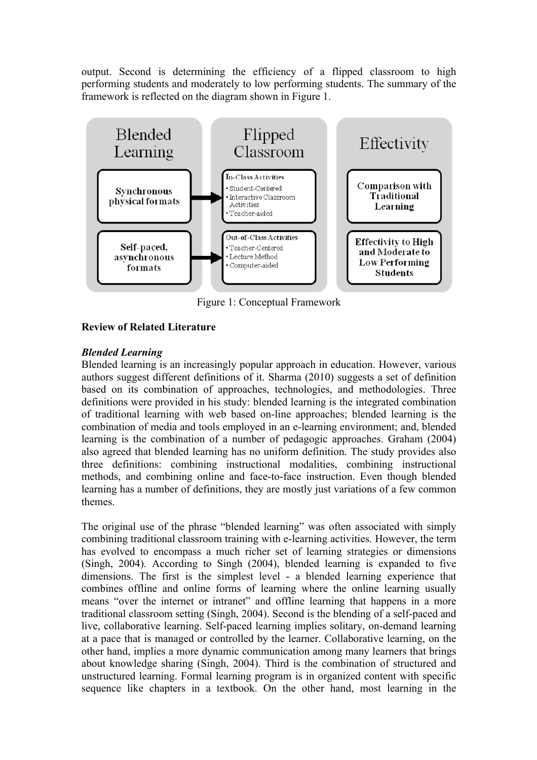output. Second is determining the efficiency of a flipped classroom to high performing students and moderately to low performing students. The summary of the framework is reflected on the diagram shown in Figure 1.

Figure 1: Conceptual Framework

**Review of Related Literature**

***Blended Learning***

Blended learning is an increasingly popular approach in education. However, various authors suggest different definitions of it. Sharma (2010) suggests a set of definition based on its combination of approaches, technologies, and methodologies. Three definitions were provided in his study: blended learning is the integrated combination of traditional learning with web based on-line approaches; blended learning is the combination of media and tools employed in an e-learning environment; and, blended learning is the combination of a number of pedagogic approaches. Graham (2004) also agreed that blended learning has no uniform definition. The study provides also three definitions: combining instructional modalities, combining instructional methods, and combining online and face-to-face instruction. Even though blended learning has a number of definitions, they are mostly just variations of a few common themes.

The original use of the phrase "blended learning" was often associated with simply combining traditional classroom training with e-learning activities. However, the term has evolved to encompass a much richer set of learning strategies or dimensions (Singh, 2004). According to Singh (2004), blended learning is expanded to five dimensions. The first is the simplest level - a blended learning experience that combines offline and online forms of learning where the online learning usually means "over the internet or intranet" and offline learning that happens in a more traditional classroom setting (Singh, 2004). Second is the blending of a self-paced and live, collaborative learning. Self-paced learning implies solitary, on-demand learning at a pace that is managed or controlled by the learner. Collaborative learning, on the other hand, implies a more dynamic communication among many learners that brings about knowledge sharing (Singh, 2004). Third is the combination of structured and unstructured learning. Formal learning program is in organized content with specific sequence like chapters in a textbook. On the other hand, most learning in the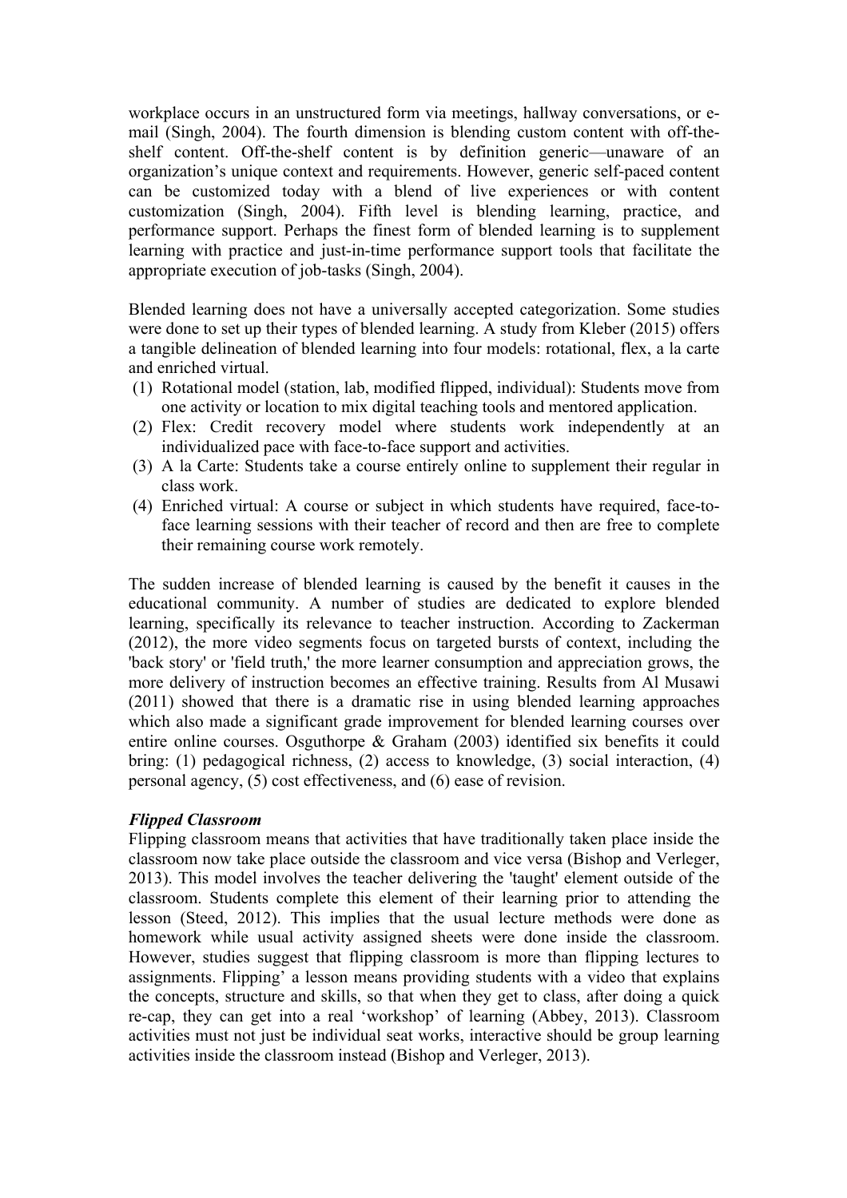workplace occurs in an unstructured form via meetings, hallway conversations, or e-mail (Singh, 2004). The fourth dimension is blending custom content with off-the-shelf content. Off-the-shelf content is by definition generic—unaware of an organization's unique context and requirements. However, generic self-paced content can be customized today with a blend of live experiences or with content customization (Singh, 2004). Fifth level is blending learning, practice, and performance support. Perhaps the finest form of blended learning is to supplement learning with practice and just-in-time performance support tools that facilitate the appropriate execution of job-tasks (Singh, 2004).

Blended learning does not have a universally accepted categorization. Some studies were done to set up their types of blended learning. A study from Kleber (2015) offers a tangible delineation of blended learning into four models: rotational, flex, a la carte and enriched virtual.

(1) Rotational model (station, lab, modified flipped, individual): Students move from one activity or location to mix digital teaching tools and mentored application.
(2) Flex: Credit recovery model where students work independently at an individualized pace with face-to-face support and activities.
(3) A la Carte: Students take a course entirely online to supplement their regular in class work.
(4) Enriched virtual: A course or subject in which students have required, face-to-face learning sessions with their teacher of record and then are free to complete their remaining course work remotely.

The sudden increase of blended learning is caused by the benefit it causes in the educational community. A number of studies are dedicated to explore blended learning, specifically its relevance to teacher instruction. According to Zackerman (2012), the more video segments focus on targeted bursts of context, including the 'back story' or 'field truth,' the more learner consumption and appreciation grows, the more delivery of instruction becomes an effective training. Results from Al Musawi (2011) showed that there is a dramatic rise in using blended learning approaches which also made a significant grade improvement for blended learning courses over entire online courses. Osguthorpe & Graham (2003) identified six benefits it could bring: (1) pedagogical richness, (2) access to knowledge, (3) social interaction, (4) personal agency, (5) cost effectiveness, and (6) ease of revision.

***Flipped Classroom***

Flipping classroom means that activities that have traditionally taken place inside the classroom now take place outside the classroom and vice versa (Bishop and Verleger, 2013). This model involves the teacher delivering the 'taught' element outside of the classroom. Students complete this element of their learning prior to attending the lesson (Steed, 2012). This implies that the usual lecture methods were done as homework while usual activity assigned sheets were done inside the classroom. However, studies suggest that flipping classroom is more than flipping lectures to assignments. Flipping' a lesson means providing students with a video that explains the concepts, structure and skills, so that when they get to class, after doing a quick re-cap, they can get into a real 'workshop' of learning (Abbey, 2013). Classroom activities must not just be individual seat works, interactive should be group learning activities inside the classroom instead (Bishop and Verleger, 2013).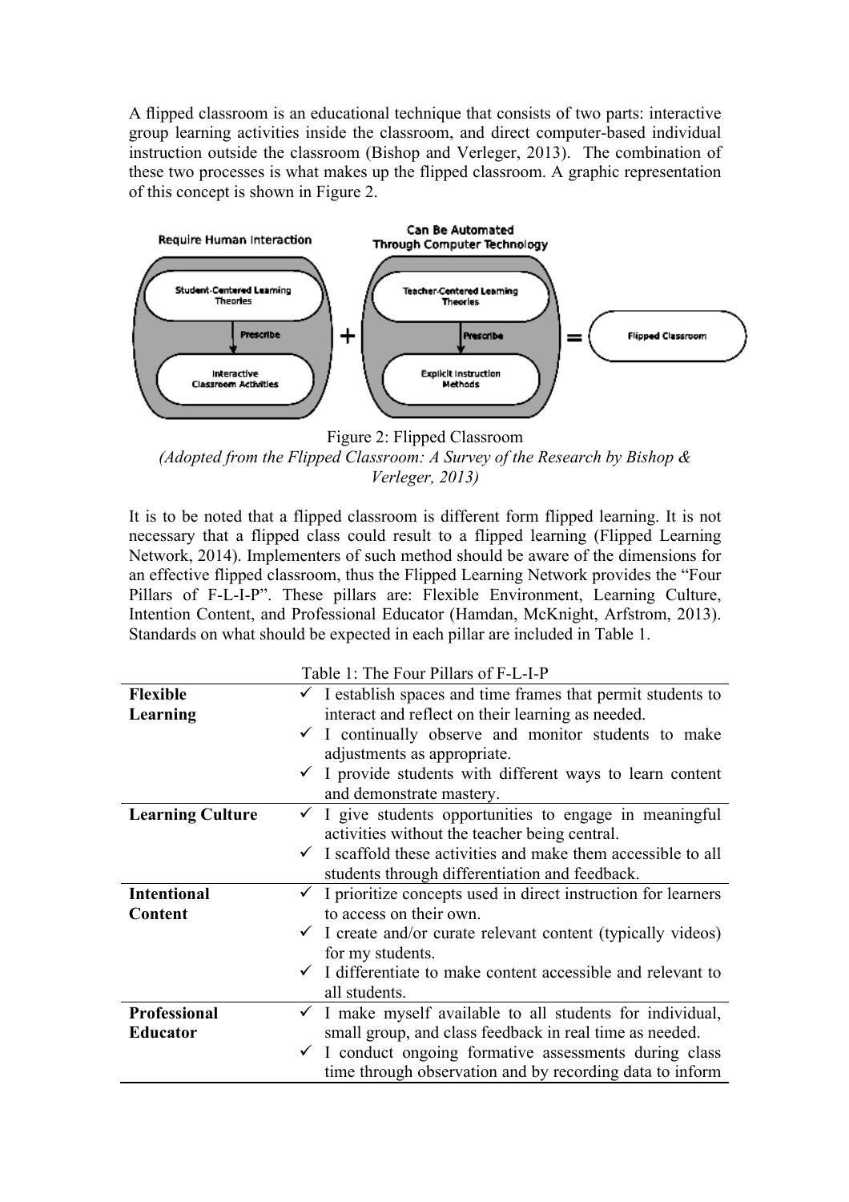A flipped classroom is an educational technique that consists of two parts: interactive group learning activities inside the classroom, and direct computer-based individual instruction outside the classroom (Bishop and Verleger, 2013). The combination of these two processes is what makes up the flipped classroom. A graphic representation of this concept is shown in Figure 2.

Figure 2: Flipped Classroom
*(Adopted from the Flipped Classroom: A Survey of the Research by Bishop & Verleger, 2013)*

It is to be noted that a flipped classroom is different form flipped learning. It is not necessary that a flipped class could result to a flipped learning (Flipped Learning Network, 2014). Implementers of such method should be aware of the dimensions for an effective flipped classroom, thus the Flipped Learning Network provides the "Four Pillars of F-L-I-P". These pillars are: Flexible Environment, Learning Culture, Intention Content, and Professional Educator (Hamdan, McKnight, Arfstrom, 2013). Standards on what should be expected in each pillar are included in Table 1.

Table 1: The Four Pillars of F-L-I-P

| | |
|---|---|
| **Flexible Learning** | ✓ I establish spaces and time frames that permit students to interact and reflect on their learning as needed.<br>✓ I continually observe and monitor students to make adjustments as appropriate.<br>✓ I provide students with different ways to learn content and demonstrate mastery. |
| **Learning Culture** | ✓ I give students opportunities to engage in meaningful activities without the teacher being central.<br>✓ I scaffold these activities and make them accessible to all students through differentiation and feedback. |
| **Intentional Content** | ✓ I prioritize concepts used in direct instruction for learners to access on their own.<br>✓ I create and/or curate relevant content (typically videos) for my students.<br>✓ I differentiate to make content accessible and relevant to all students. |
| **Professional Educator** | ✓ I make myself available to all students for individual, small group, and class feedback in real time as needed.<br>✓ I conduct ongoing formative assessments during class time through observation and by recording data to inform |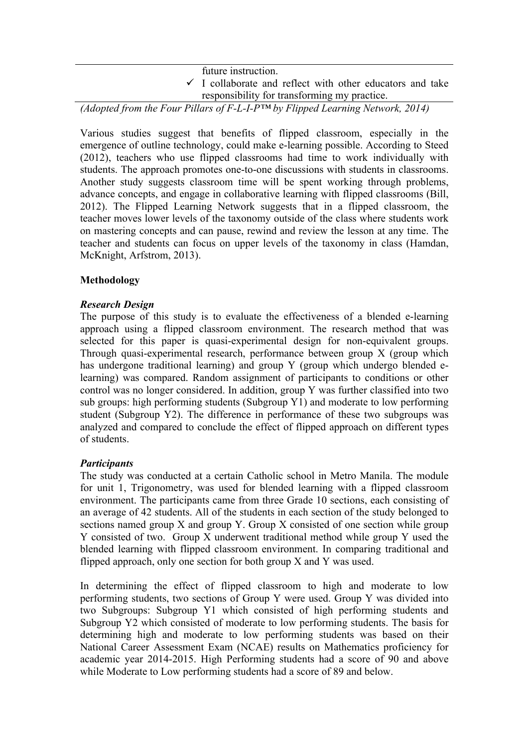| | future instruction. |
|---|---|
| | ✓ I collaborate and reflect with other educators and take responsibility for transforming my practice. |

*(Adopted from the Four Pillars of F-L-I-P™ by Flipped Learning Network, 2014)*

Various studies suggest that benefits of flipped classroom, especially in the emergence of outline technology, could make e-learning possible. According to Steed (2012), teachers who use flipped classrooms had time to work individually with students. The approach promotes one-to-one discussions with students in classrooms. Another study suggests classroom time will be spent working through problems, advance concepts, and engage in collaborative learning with flipped classrooms (Bill, 2012). The Flipped Learning Network suggests that in a flipped classroom, the teacher moves lower levels of the taxonomy outside of the class where students work on mastering concepts and can pause, rewind and review the lesson at any time. The teacher and students can focus on upper levels of the taxonomy in class (Hamdan, McKnight, Arfstrom, 2013).

**Methodology**

***Research Design***

The purpose of this study is to evaluate the effectiveness of a blended e-learning approach using a flipped classroom environment. The research method that was selected for this paper is quasi-experimental design for non-equivalent groups. Through quasi-experimental research, performance between group X (group which has undergone traditional learning) and group Y (group which undergo blended e-learning) was compared. Random assignment of participants to conditions or other control was no longer considered. In addition, group Y was further classified into two sub groups: high performing students (Subgroup Y1) and moderate to low performing student (Subgroup Y2). The difference in performance of these two subgroups was analyzed and compared to conclude the effect of flipped approach on different types of students.

***Participants***

The study was conducted at a certain Catholic school in Metro Manila. The module for unit 1, Trigonometry, was used for blended learning with a flipped classroom environment. The participants came from three Grade 10 sections, each consisting of an average of 42 students. All of the students in each section of the study belonged to sections named group X and group Y. Group X consisted of one section while group Y consisted of two. Group X underwent traditional method while group Y used the blended learning with flipped classroom environment. In comparing traditional and flipped approach, only one section for both group X and Y was used.

In determining the effect of flipped classroom to high and moderate to low performing students, two sections of Group Y were used. Group Y was divided into two Subgroups: Subgroup Y1 which consisted of high performing students and Subgroup Y2 which consisted of moderate to low performing students. The basis for determining high and moderate to low performing students was based on their National Career Assessment Exam (NCAE) results on Mathematics proficiency for academic year 2014-2015. High Performing students had a score of 90 and above while Moderate to Low performing students had a score of 89 and below.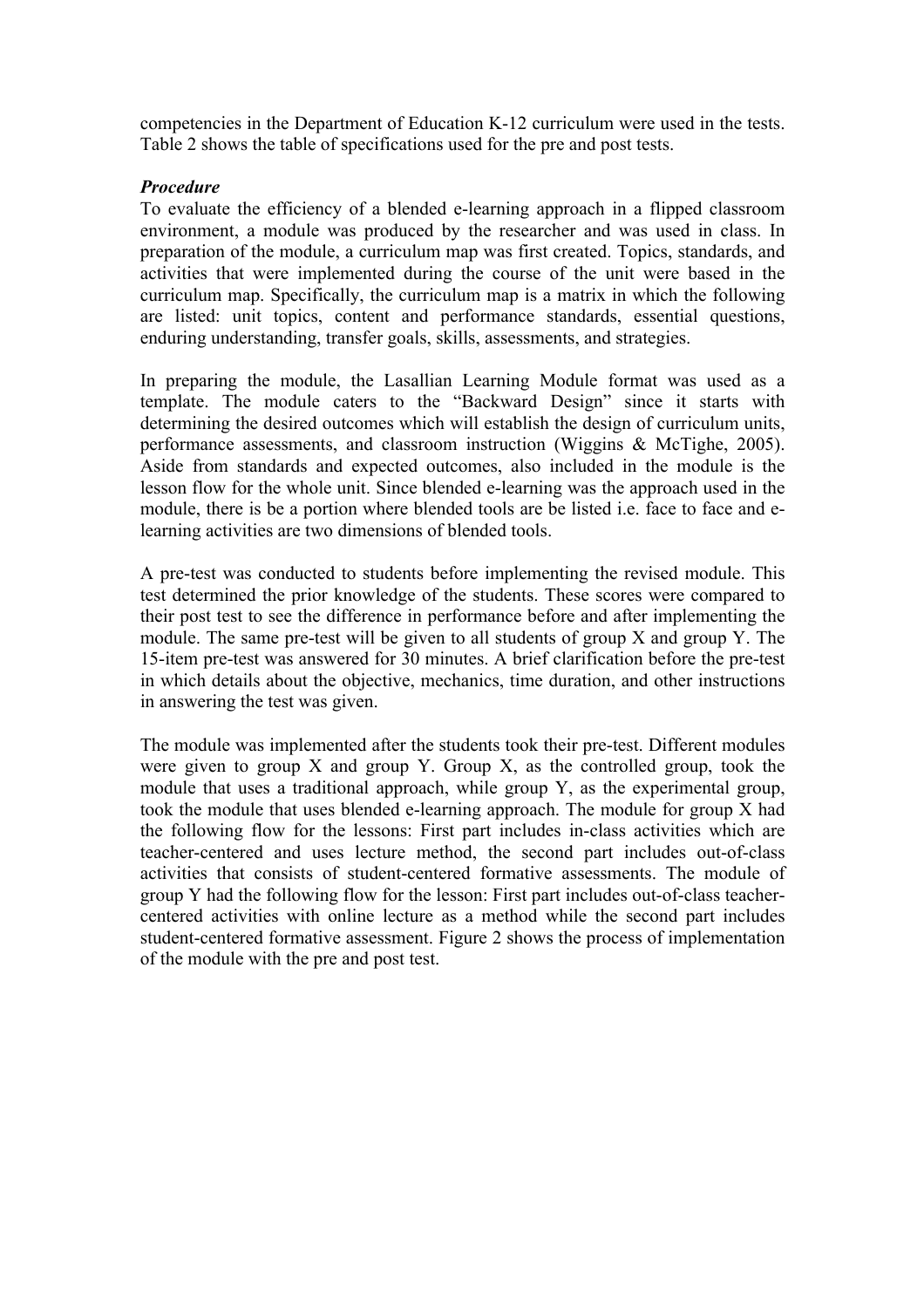competencies in the Department of Education K-12 curriculum were used in the tests. Table 2 shows the table of specifications used for the pre and post tests.

***Procedure***

To evaluate the efficiency of a blended e-learning approach in a flipped classroom environment, a module was produced by the researcher and was used in class. In preparation of the module, a curriculum map was first created. Topics, standards, and activities that were implemented during the course of the unit were based in the curriculum map. Specifically, the curriculum map is a matrix in which the following are listed: unit topics, content and performance standards, essential questions, enduring understanding, transfer goals, skills, assessments, and strategies.

In preparing the module, the Lasallian Learning Module format was used as a template. The module caters to the "Backward Design" since it starts with determining the desired outcomes which will establish the design of curriculum units, performance assessments, and classroom instruction (Wiggins & McTighe, 2005). Aside from standards and expected outcomes, also included in the module is the lesson flow for the whole unit. Since blended e-learning was the approach used in the module, there is be a portion where blended tools are be listed i.e. face to face and e-learning activities are two dimensions of blended tools.

A pre-test was conducted to students before implementing the revised module. This test determined the prior knowledge of the students. These scores were compared to their post test to see the difference in performance before and after implementing the module. The same pre-test will be given to all students of group X and group Y. The 15-item pre-test was answered for 30 minutes. A brief clarification before the pre-test in which details about the objective, mechanics, time duration, and other instructions in answering the test was given.

The module was implemented after the students took their pre-test. Different modules were given to group X and group Y. Group X, as the controlled group, took the module that uses a traditional approach, while group Y, as the experimental group, took the module that uses blended e-learning approach. The module for group X had the following flow for the lessons: First part includes in-class activities which are teacher-centered and uses lecture method, the second part includes out-of-class activities that consists of student-centered formative assessments. The module of group Y had the following flow for the lesson: First part includes out-of-class teacher-centered activities with online lecture as a method while the second part includes student-centered formative assessment. Figure 2 shows the process of implementation of the module with the pre and post test.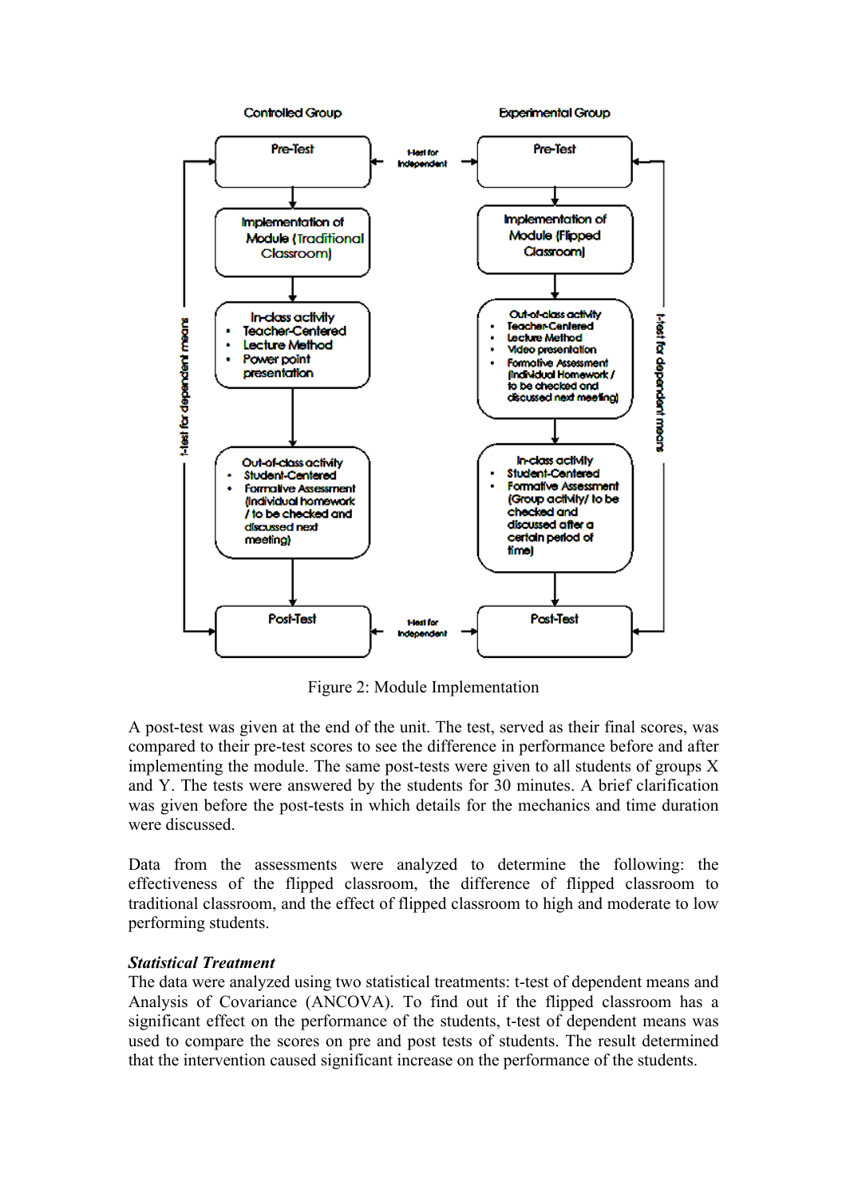Controlled Group

Pre-Test

Implementation of Module (Traditional Classroom)

In-class activity
- Teacher-Centered
- Lecture Method
- Power point presentation

Out-of-class activity
- Student-Centered
- Formative Assessment (Individual homework / to be checked and discussed next meeting)

Post-Test

t-test for independent

t-test for dependent means

Experimental Group

Pre-Test

Implementation of Module (Flipped Classroom)

Out-of-class activity
- Teacher-Centered
- Lecture Method
- Video presentation
- Formative Assessment (Individual Homework / to be checked and discussed next meeting)

In-class activity
- Student-Centered
- Formative Assessment (Group activity/ to be checked and discussed after a certain period of time)

Post-Test

t-test for independent

t-test for dependent means

Figure 2: Module Implementation

A post-test was given at the end of the unit. The test, served as their final scores, was compared to their pre-test scores to see the difference in performance before and after implementing the module. The same post-tests were given to all students of groups X and Y. The tests were answered by the students for 30 minutes. A brief clarification was given before the post-tests in which details for the mechanics and time duration were discussed.

Data from the assessments were analyzed to determine the following: the effectiveness of the flipped classroom, the difference of flipped classroom to traditional classroom, and the effect of flipped classroom to high and moderate to low performing students.

***Statistical Treatment***

The data were analyzed using two statistical treatments: t-test of dependent means and Analysis of Covariance (ANCOVA). To find out if the flipped classroom has a significant effect on the performance of the students, t-test of dependent means was used to compare the scores on pre and post tests of students. The result determined that the intervention caused significant increase on the performance of the students.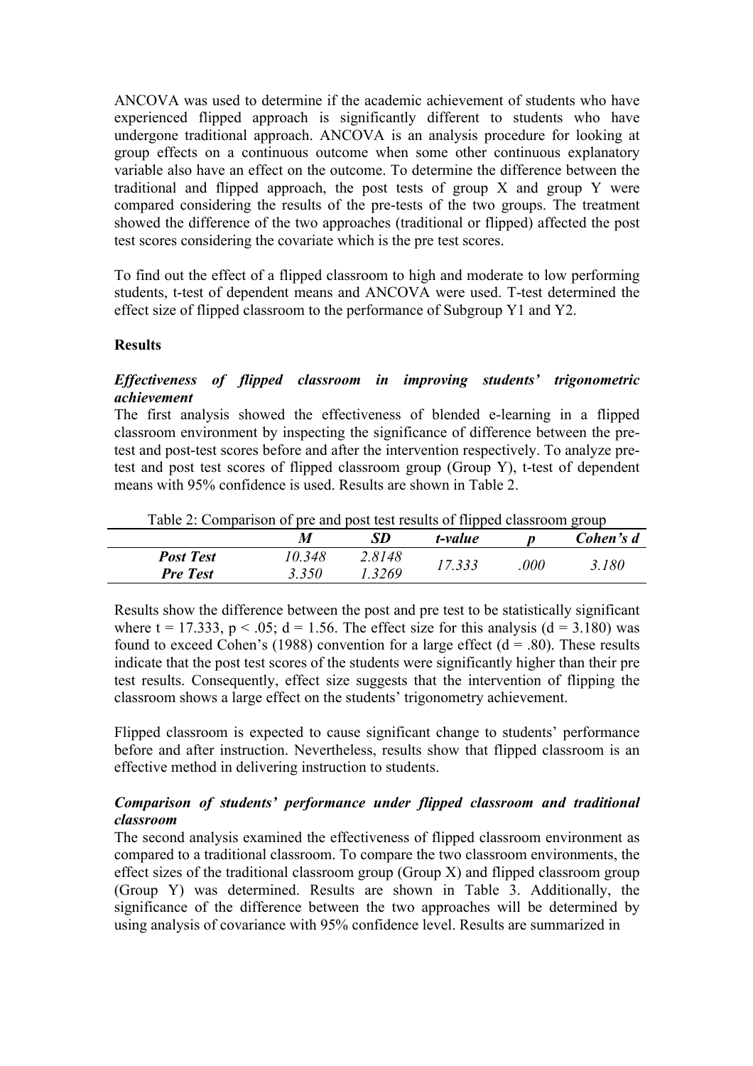ANCOVA was used to determine if the academic achievement of students who have experienced flipped approach is significantly different to students who have undergone traditional approach. ANCOVA is an analysis procedure for looking at group effects on a continuous outcome when some other continuous explanatory variable also have an effect on the outcome. To determine the difference between the traditional and flipped approach, the post tests of group X and group Y were compared considering the results of the pre-tests of the two groups. The treatment showed the difference of the two approaches (traditional or flipped) affected the post test scores considering the covariate which is the pre test scores.

To find out the effect of a flipped classroom to high and moderate to low performing students, t-test of dependent means and ANCOVA were used. T-test determined the effect size of flipped classroom to the performance of Subgroup Y1 and Y2.

## Results

### *Effectiveness of flipped classroom in improving students' trigonometric achievement*

The first analysis showed the effectiveness of blended e-learning in a flipped classroom environment by inspecting the significance of difference between the pre-test and post-test scores before and after the intervention respectively. To analyze pre-test and post test scores of flipped classroom group (Group Y), t-test of dependent means with 95% confidence is used. Results are shown in Table 2.

Table 2: Comparison of pre and post test results of flipped classroom group

| | *M* | *SD* | *t-value* | *p* | *Cohen's d* |
|---|---|---|---|---|---|
| ***Post Test*** | *10.348* | *2.8148* | *17.333* | *.000* | *3.180* |
| ***Pre Test*** | *3.350* | *1.3269* | | | |

Results show the difference between the post and pre test to be statistically significant where $t = 17.333$, $p < .05$; $d = 1.56$. The effect size for this analysis ($d = 3.180$) was found to exceed Cohen's (1988) convention for a large effect ($d = .80$). These results indicate that the post test scores of the students were significantly higher than their pre test results. Consequently, effect size suggests that the intervention of flipping the classroom shows a large effect on the students' trigonometry achievement.

Flipped classroom is expected to cause significant change to students' performance before and after instruction. Nevertheless, results show that flipped classroom is an effective method in delivering instruction to students.

### *Comparison of students' performance under flipped classroom and traditional classroom*

The second analysis examined the effectiveness of flipped classroom environment as compared to a traditional classroom. To compare the two classroom environments, the effect sizes of the traditional classroom group (Group X) and flipped classroom group (Group Y) was determined. Results are shown in Table 3. Additionally, the significance of the difference between the two approaches will be determined by using analysis of covariance with 95% confidence level. Results are summarized in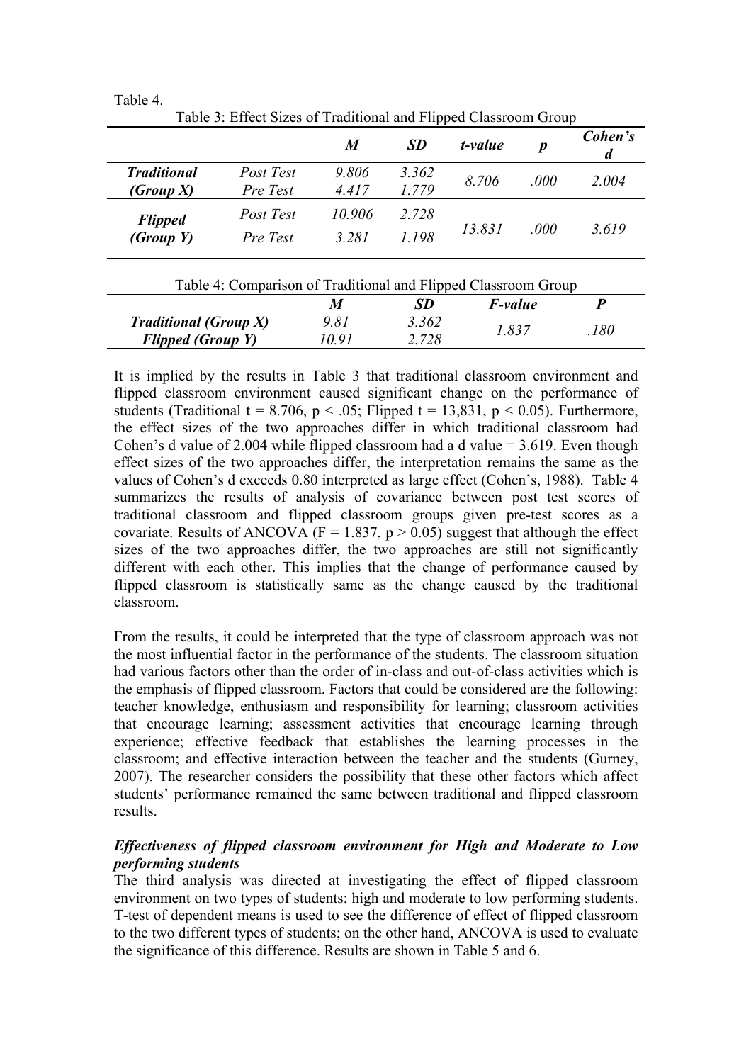Table 4.

Table 3: Effect Sizes of Traditional and Flipped Classroom Group

| | | *M* | *SD* | *t-value* | *p* | *Cohen's d* |
|---|---|---|---|---|---|---|
| ***Traditional (Group X)*** | *Post Test* | *9.806* | *3.362* | *8.706* | *.000* | *2.004* |
| | *Pre Test* | *4.417* | *1.779* | | | |
| ***Flipped (Group Y)*** | *Post Test* | *10.906* | *2.728* | *13.831* | *.000* | *3.619* |
| | *Pre Test* | *3.281* | *1.198* | | | |

Table 4: Comparison of Traditional and Flipped Classroom Group

| | *M* | *SD* | *F-value* | *P* |
|---|---|---|---|---|
| ***Traditional (Group X)*** | *9.81* | *3.362* | *1.837* | *.180* |
| ***Flipped (Group Y)*** | *10.91* | *2.728* | | |

It is implied by the results in Table 3 that traditional classroom environment and flipped classroom environment caused significant change on the performance of students (Traditional $t = 8.706$, $p < .05$; Flipped $t = 13{,}831$, $p < 0.05$). Furthermore, the effect sizes of the two approaches differ in which traditional classroom had Cohen's d value of 2.004 while flipped classroom had a d value = 3.619. Even though effect sizes of the two approaches differ, the interpretation remains the same as the values of Cohen's d exceeds 0.80 interpreted as large effect (Cohen's, 1988). Table 4 summarizes the results of analysis of covariance between post test scores of traditional classroom and flipped classroom groups given pre-test scores as a covariate. Results of ANCOVA ($F = 1.837$, $p > 0.05$) suggest that although the effect sizes of the two approaches differ, the two approaches are still not significantly different with each other. This implies that the change of performance caused by flipped classroom is statistically same as the change caused by the traditional classroom.

From the results, it could be interpreted that the type of classroom approach was not the most influential factor in the performance of the students. The classroom situation had various factors other than the order of in-class and out-of-class activities which is the emphasis of flipped classroom. Factors that could be considered are the following: teacher knowledge, enthusiasm and responsibility for learning; classroom activities that encourage learning; assessment activities that encourage learning through experience; effective feedback that establishes the learning processes in the classroom; and effective interaction between the teacher and the students (Gurney, 2007). The researcher considers the possibility that these other factors which affect students' performance remained the same between traditional and flipped classroom results.

***Effectiveness of flipped classroom environment for High and Moderate to Low performing students***

The third analysis was directed at investigating the effect of flipped classroom environment on two types of students: high and moderate to low performing students. T-test of dependent means is used to see the difference of effect of flipped classroom to the two different types of students; on the other hand, ANCOVA is used to evaluate the significance of this difference. Results are shown in Table 5 and 6.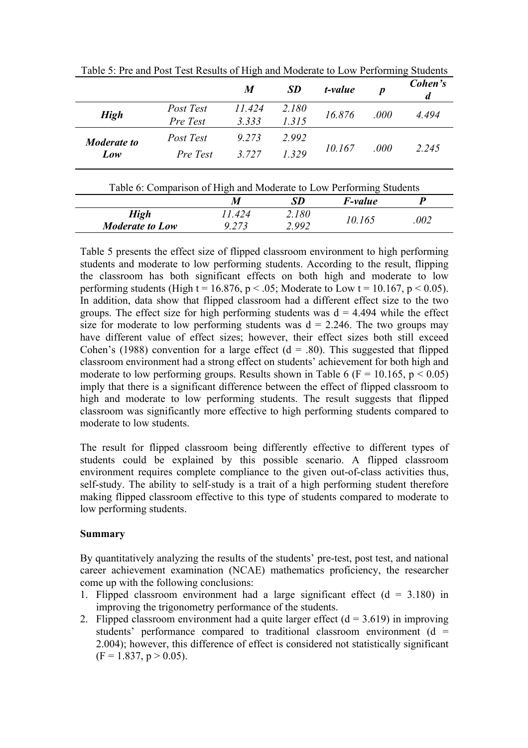Table 5: Pre and Post Test Results of High and Moderate to Low Performing Students

| | | *M* | *SD* | *t-value* | *p* | *Cohen's d* |
|---|---|---|---|---|---|---|
| ***High*** | *Post Test* | *11.424* | *2.180* | *16.876* | *.000* | *4.494* |
| | *Pre Test* | *3.333* | *1.315* | | | |
| ***Moderate to Low*** | *Post Test* | *9.273* | *2.992* | *10.167* | *.000* | *2.245* |
| | *Pre Test* | *3.727* | *1.329* | | | |

Table 6: Comparison of High and Moderate to Low Performing Students

| | *M* | *SD* | *F-value* | *P* |
|---|---|---|---|---|
| ***High*** | *11.424* | *2.180* | *10.165* | *.002* |
| ***Moderate to Low*** | *9.273* | *2.992* | | |

Table 5 presents the effect size of flipped classroom environment to high performing students and moderate to low performing students. According to the result, flipping the classroom has both significant effects on both high and moderate to low performing students (High $t = 16.876$, $p < .05$; Moderate to Low $t = 10.167$, $p < 0.05$). In addition, data show that flipped classroom had a different effect size to the two groups. The effect size for high performing students was $d = 4.494$ while the effect size for moderate to low performing students was $d = 2.246$. The two groups may have different value of effect sizes; however, their effect sizes both still exceed Cohen's (1988) convention for a large effect ($d = .80$). This suggested that flipped classroom environment had a strong effect on students' achievement for both high and moderate to low performing groups. Results shown in Table 6 ($F = 10.165$, $p < 0.05$) imply that there is a significant difference between the effect of flipped classroom to high and moderate to low performing students. The result suggests that flipped classroom was significantly more effective to high performing students compared to moderate to low students.

The result for flipped classroom being differently effective to different types of students could be explained by this possible scenario. A flipped classroom environment requires complete compliance to the given out-of-class activities thus, self-study. The ability to self-study is a trait of a high performing student therefore making flipped classroom effective to this type of students compared to moderate to low performing students.

**Summary**

By quantitatively analyzing the results of the students' pre-test, post test, and national career achievement examination (NCAE) mathematics proficiency, the researcher come up with the following conclusions:

1. Flipped classroom environment had a large significant effect ($d = 3.180$) in improving the trigonometry performance of the students.
2. Flipped classroom environment had a quite larger effect ($d = 3.619$) in improving students' performance compared to traditional classroom environment ($d = 2.004$); however, this difference of effect is considered not statistically significant ($F = 1.837$, $p > 0.05$).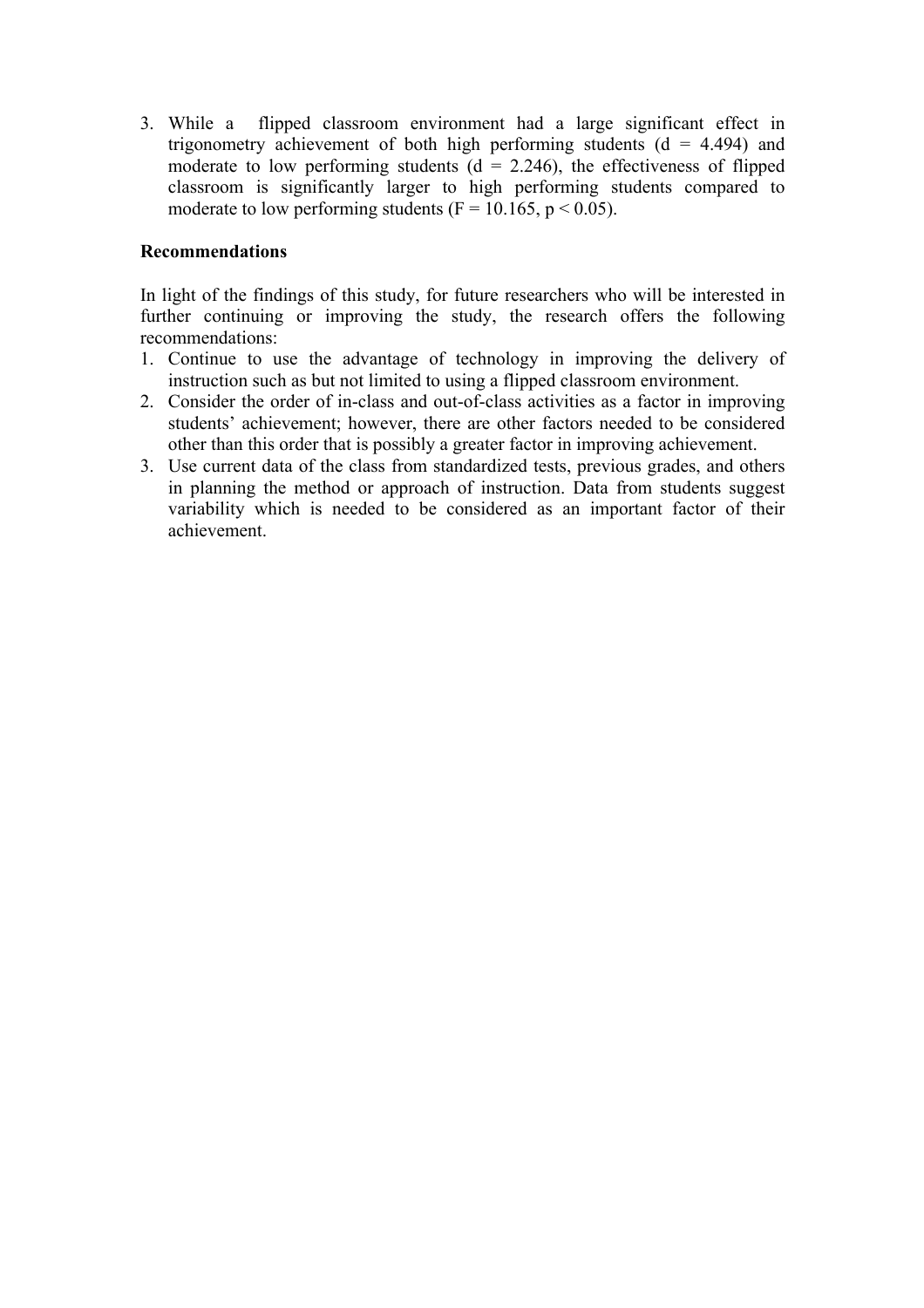3. While a flipped classroom environment had a large significant effect in trigonometry achievement of both high performing students ($d = 4.494$) and moderate to low performing students ($d = 2.246$), the effectiveness of flipped classroom is significantly larger to high performing students compared to moderate to low performing students ($F = 10.165$, $p < 0.05$).

**Recommendations**

In light of the findings of this study, for future researchers who will be interested in further continuing or improving the study, the research offers the following recommendations:

1. Continue to use the advantage of technology in improving the delivery of instruction such as but not limited to using a flipped classroom environment.
2. Consider the order of in-class and out-of-class activities as a factor in improving students' achievement; however, there are other factors needed to be considered other than this order that is possibly a greater factor in improving achievement.
3. Use current data of the class from standardized tests, previous grades, and others in planning the method or approach of instruction. Data from students suggest variability which is needed to be considered as an important factor of their achievement.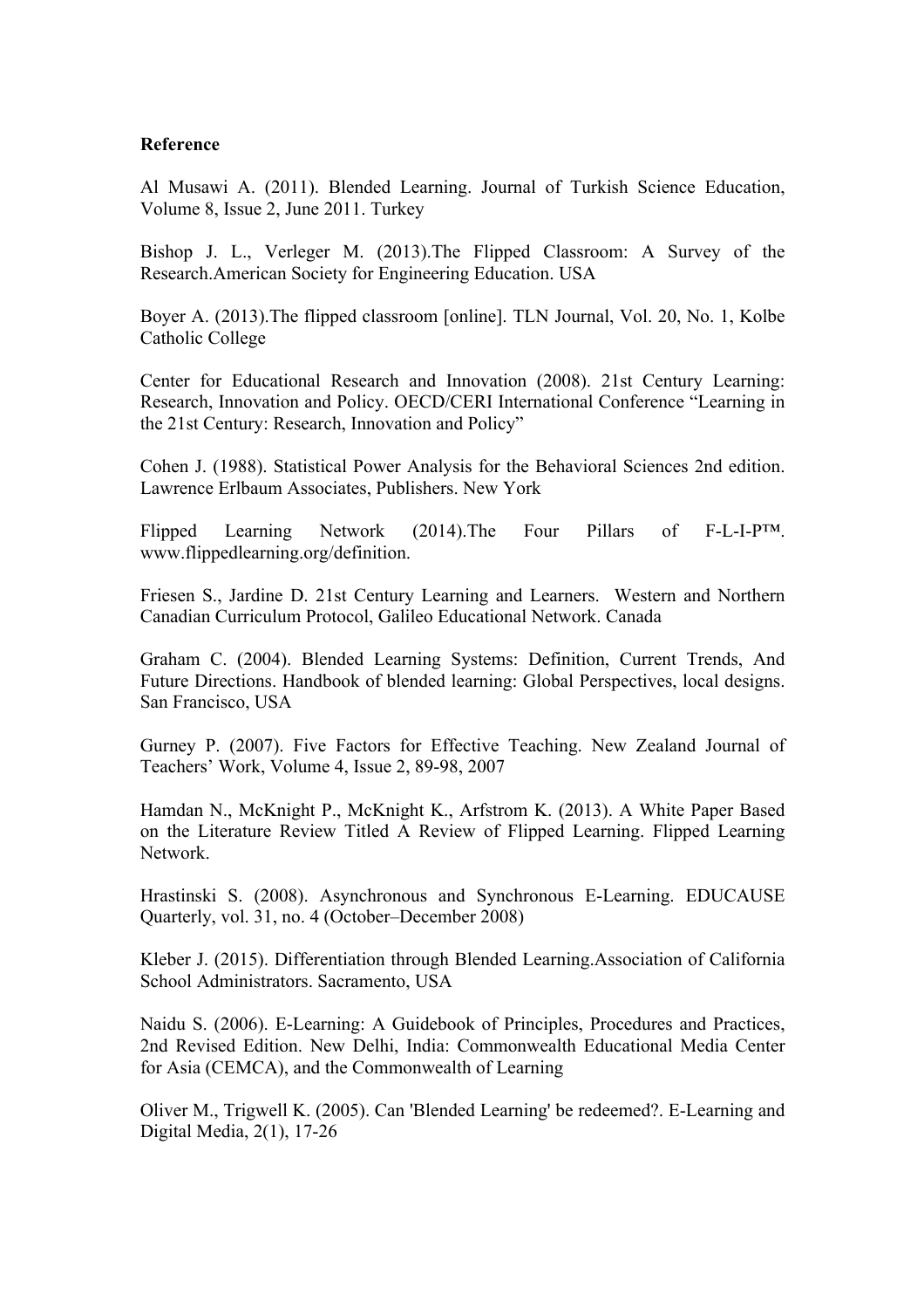**Reference**

Al Musawi A. (2011). Blended Learning. Journal of Turkish Science Education, Volume 8, Issue 2, June 2011. Turkey

Bishop J. L., Verleger M. (2013).The Flipped Classroom: A Survey of the Research.American Society for Engineering Education. USA

Boyer A. (2013).The flipped classroom [online]. TLN Journal, Vol. 20, No. 1, Kolbe Catholic College

Center for Educational Research and Innovation (2008). 21st Century Learning: Research, Innovation and Policy. OECD/CERI International Conference “Learning in the 21st Century: Research, Innovation and Policy”

Cohen J. (1988). Statistical Power Analysis for the Behavioral Sciences 2nd edition. Lawrence Erlbaum Associates, Publishers. New York

Flipped Learning Network (2014).The Four Pillars of F-L-I-P™. www.flippedlearning.org/definition.

Friesen S., Jardine D. 21st Century Learning and Learners. Western and Northern Canadian Curriculum Protocol, Galileo Educational Network. Canada

Graham C. (2004). Blended Learning Systems: Definition, Current Trends, And Future Directions. Handbook of blended learning: Global Perspectives, local designs. San Francisco, USA

Gurney P. (2007). Five Factors for Effective Teaching. New Zealand Journal of Teachers’ Work, Volume 4, Issue 2, 89-98, 2007

Hamdan N., McKnight P., McKnight K., Arfstrom K. (2013). A White Paper Based on the Literature Review Titled A Review of Flipped Learning. Flipped Learning Network.

Hrastinski S. (2008). Asynchronous and Synchronous E-Learning. EDUCAUSE Quarterly, vol. 31, no. 4 (October–December 2008)

Kleber J. (2015). Differentiation through Blended Learning.Association of California School Administrators. Sacramento, USA

Naidu S. (2006). E-Learning: A Guidebook of Principles, Procedures and Practices, 2nd Revised Edition. New Delhi, India: Commonwealth Educational Media Center for Asia (CEMCA), and the Commonwealth of Learning

Oliver M., Trigwell K. (2005). Can 'Blended Learning' be redeemed?. E-Learning and Digital Media, 2(1), 17-26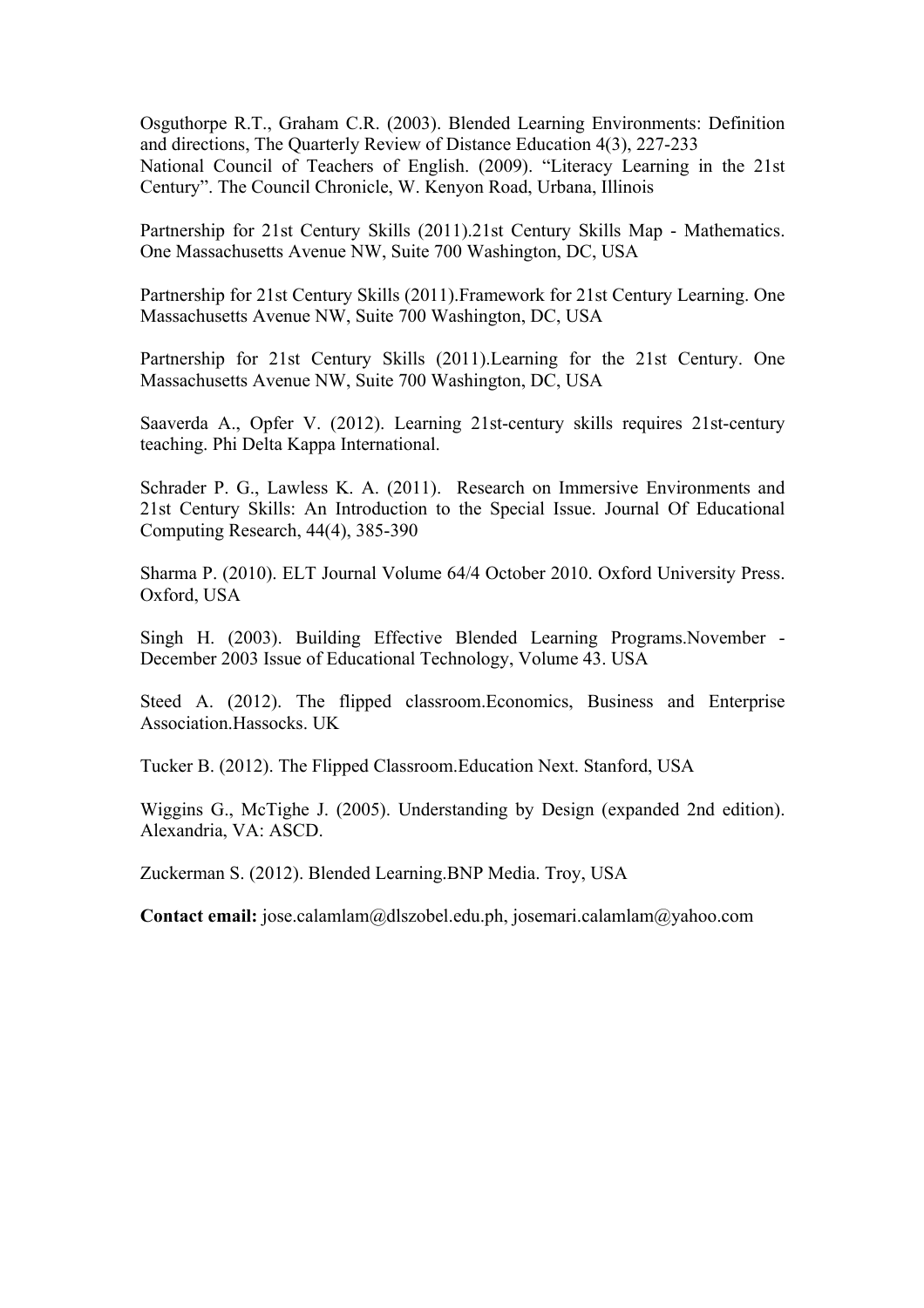Osguthorpe R.T., Graham C.R. (2003). Blended Learning Environments: Definition and directions, The Quarterly Review of Distance Education 4(3), 227-233
National Council of Teachers of English. (2009). "Literacy Learning in the 21st Century". The Council Chronicle, W. Kenyon Road, Urbana, Illinois

Partnership for 21st Century Skills (2011).21st Century Skills Map - Mathematics. One Massachusetts Avenue NW, Suite 700 Washington, DC, USA

Partnership for 21st Century Skills (2011).Framework for 21st Century Learning. One Massachusetts Avenue NW, Suite 700 Washington, DC, USA

Partnership for 21st Century Skills (2011).Learning for the 21st Century. One Massachusetts Avenue NW, Suite 700 Washington, DC, USA

Saaverda A., Opfer V. (2012). Learning 21st-century skills requires 21st-century teaching. Phi Delta Kappa International.

Schrader P. G., Lawless K. A. (2011). Research on Immersive Environments and 21st Century Skills: An Introduction to the Special Issue. Journal Of Educational Computing Research, 44(4), 385-390

Sharma P. (2010). ELT Journal Volume 64/4 October 2010. Oxford University Press. Oxford, USA

Singh H. (2003). Building Effective Blended Learning Programs.November - December 2003 Issue of Educational Technology, Volume 43. USA

Steed A. (2012). The flipped classroom.Economics, Business and Enterprise Association.Hassocks. UK

Tucker B. (2012). The Flipped Classroom.Education Next. Stanford, USA

Wiggins G., McTighe J. (2005). Understanding by Design (expanded 2nd edition). Alexandria, VA: ASCD.

Zuckerman S. (2012). Blended Learning.BNP Media. Troy, USA

**Contact email:** jose.calamlam@dlszobel.edu.ph, josemari.calamlam@yahoo.com